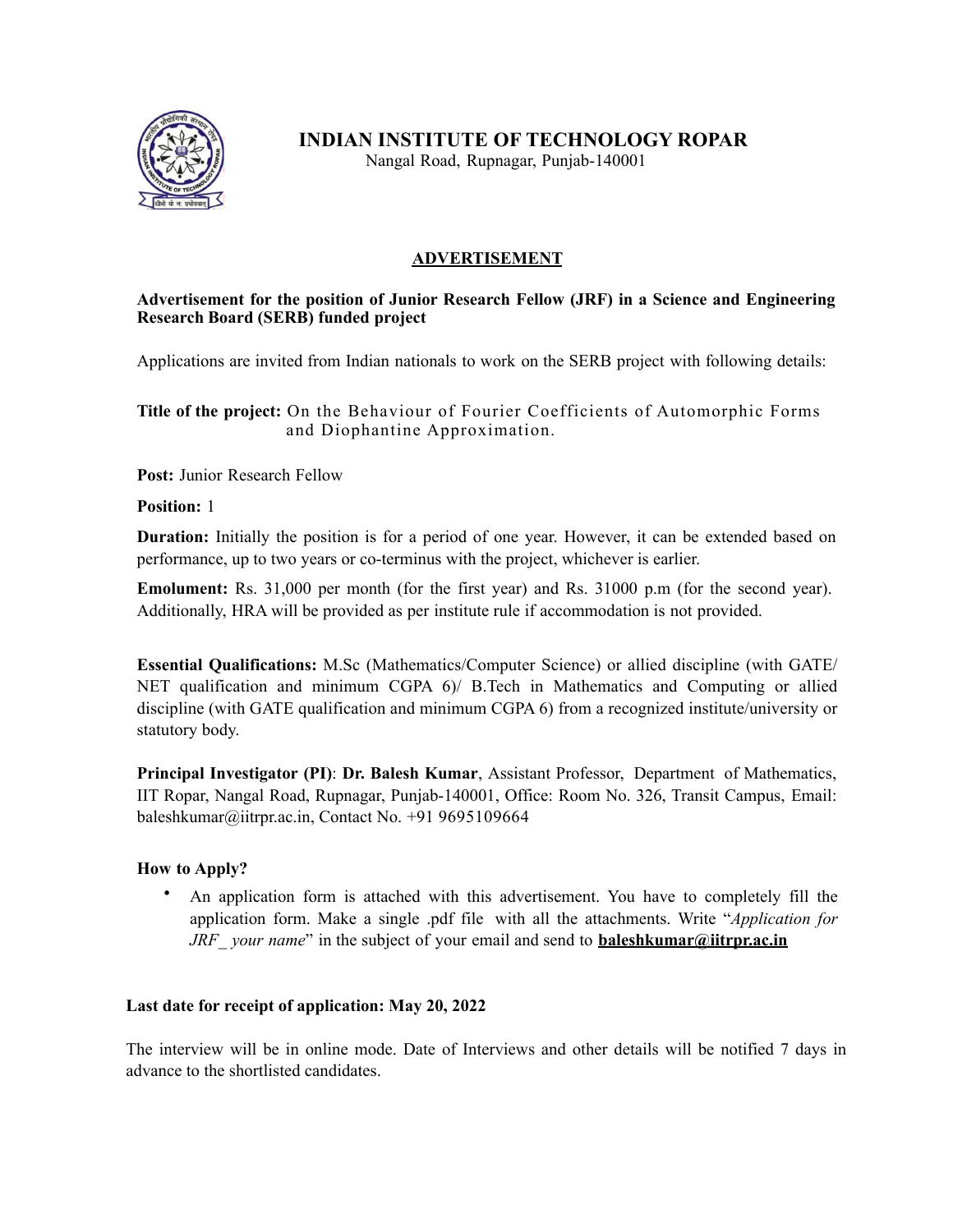# INDIAN INSTITUTE OF TECHNOLOGY ROPAR

Nangal Road, Rupnagar, Punjab-140001

## ADVERTISEMENT

**Advertisement for the position of Junior Research Fellow (JRF) in a Science and Engineering Research Board (SERB) funded project**

Applications are invited from Indian nationals to work on the SERB project with following details:

**Title of the project:** On the Behaviour of Fourier Coefficients of Automorphic Forms and Diophantine Approximation.

**Post:** Junior Research Fellow

**Position:** 1

**Duration:** Initially the position is for a period of one year. However, it can be extended based on performance, up to two years or co-terminus with the project, whichever is earlier.

**Emolument:** Rs. 31,000 per month (for the first year) and Rs. 31000 p.m (for the second year). Additionally, HRA will be provided as per institute rule if accommodation is not provided.

**Essential Qualifications:** M.Sc (Mathematics/Computer Science) or allied discipline (with GATE/ NET qualification and minimum CGPA 6)/ B.Tech in Mathematics and Computing or allied discipline (with GATE qualification and minimum CGPA 6) from a recognized institute/university or statutory body.

**Principal Investigator (PI)**: **Dr. Balesh Kumar**, Assistant Professor, Department of Mathematics, IIT Ropar, Nangal Road, Rupnagar, Punjab-140001, Office: Room No. 326, Transit Campus, Email: baleshkumar@iitrpr.ac.in, Contact No. +91 9695109664

**How to Apply?**

- An application form is attached with this advertisement. You have to completely fill the application form. Make a single .pdf file with all the attachments. Write "*Application for JRF_ your name*" in the subject of your email and send to **baleshkumar@iitrpr.ac.in**

**Last date for receipt of application: May 20, 2022**

The interview will be in online mode. Date of Interviews and other details will be notified 7 days in advance to the shortlisted candidates.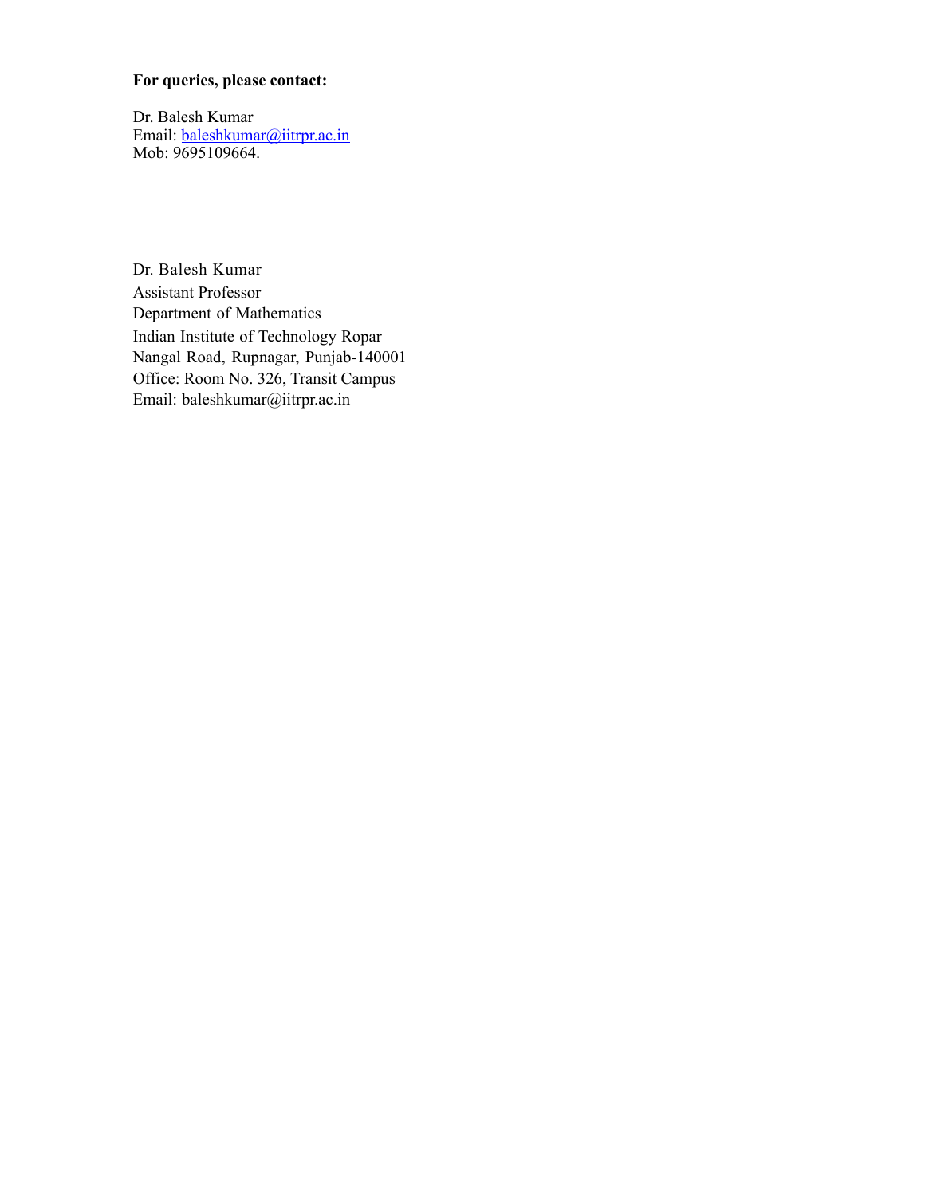**For queries, please contact:**

Dr. Balesh Kumar  
Email: baleshkumar@iitrpr.ac.in  
Mob: 9695109664.

Dr. Balesh Kumar  
Assistant Professor  
Department of Mathematics  
Indian Institute of Technology Ropar  
Nangal Road, Rupnagar, Punjab-140001  
Office: Room No. 326, Transit Campus  
Email: baleshkumar@iitrpr.ac.in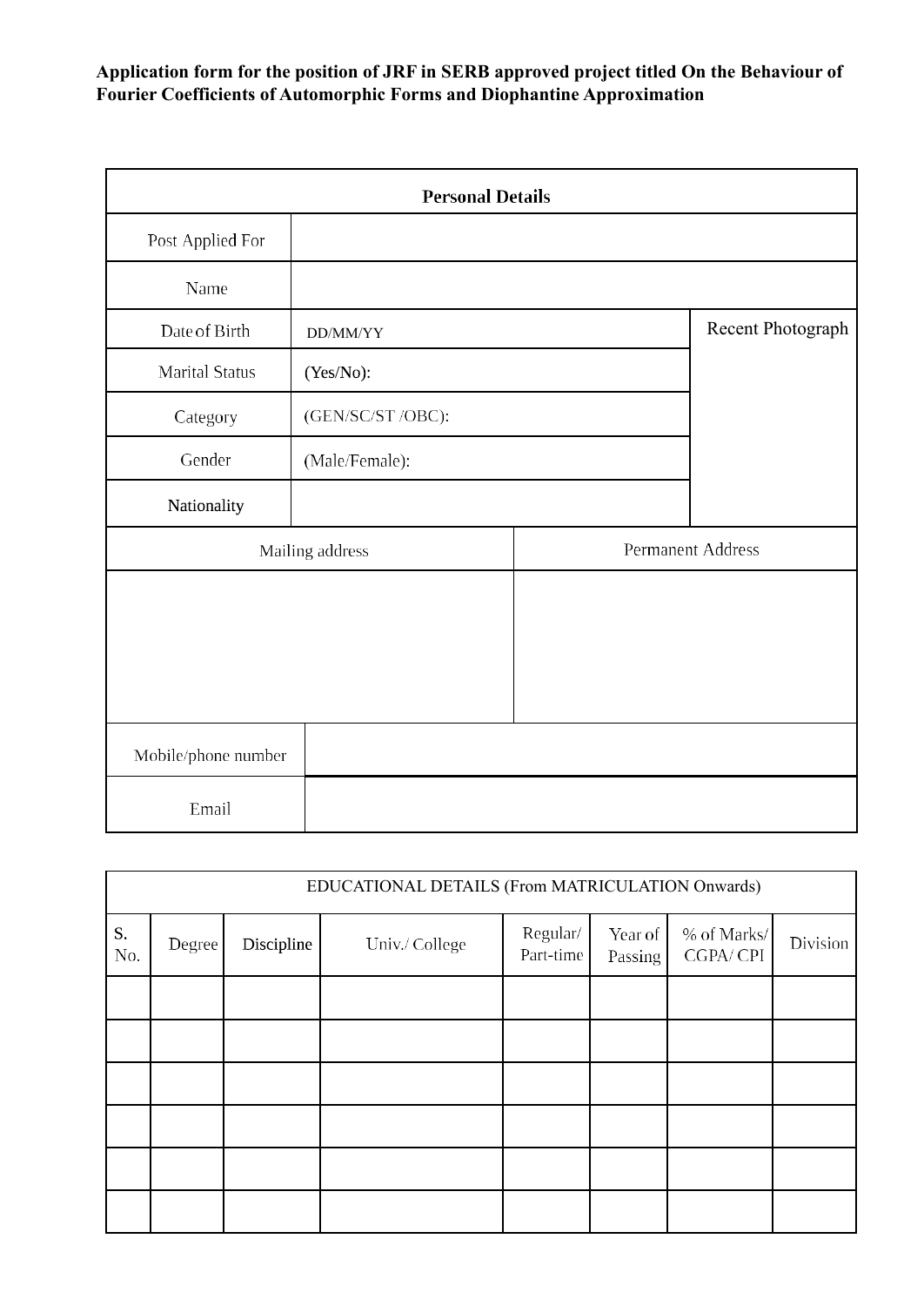**Application form for the position of JRF in SERB approved project titled On the Behaviour of Fourier Coefficients of Automorphic Forms and Diophantine Approximation**

| Personal Details | | |
|---|---|---|
| Post Applied For | | |
| Name | | |
| Date of Birth | DD/MM/YY | Recent Photograph |
| Marital Status | (Yes/No): | |
| Category | (GEN/SC/ST /OBC): | |
| Gender | (Male/Female): | |
| Nationality | | |

| Mailing address | Permanent Address |
|---|---|
| | |

| | |
|---|---|
| Mobile/phone number | |
| Email | |

| EDUCATIONAL DETAILS (From MATRICULATION Onwards) | | | | | | | |
|---|---|---|---|---|---|---|---|
| S. No. | Degree | Discipline | Univ./ College | Regular/ Part-time | Year of Passing | % of Marks/ CGPA/ CPI | Division |
| | | | | | | | |
| | | | | | | | |
| | | | | | | | |
| | | | | | | | |
| | | | | | | | |
| | | | | | | | |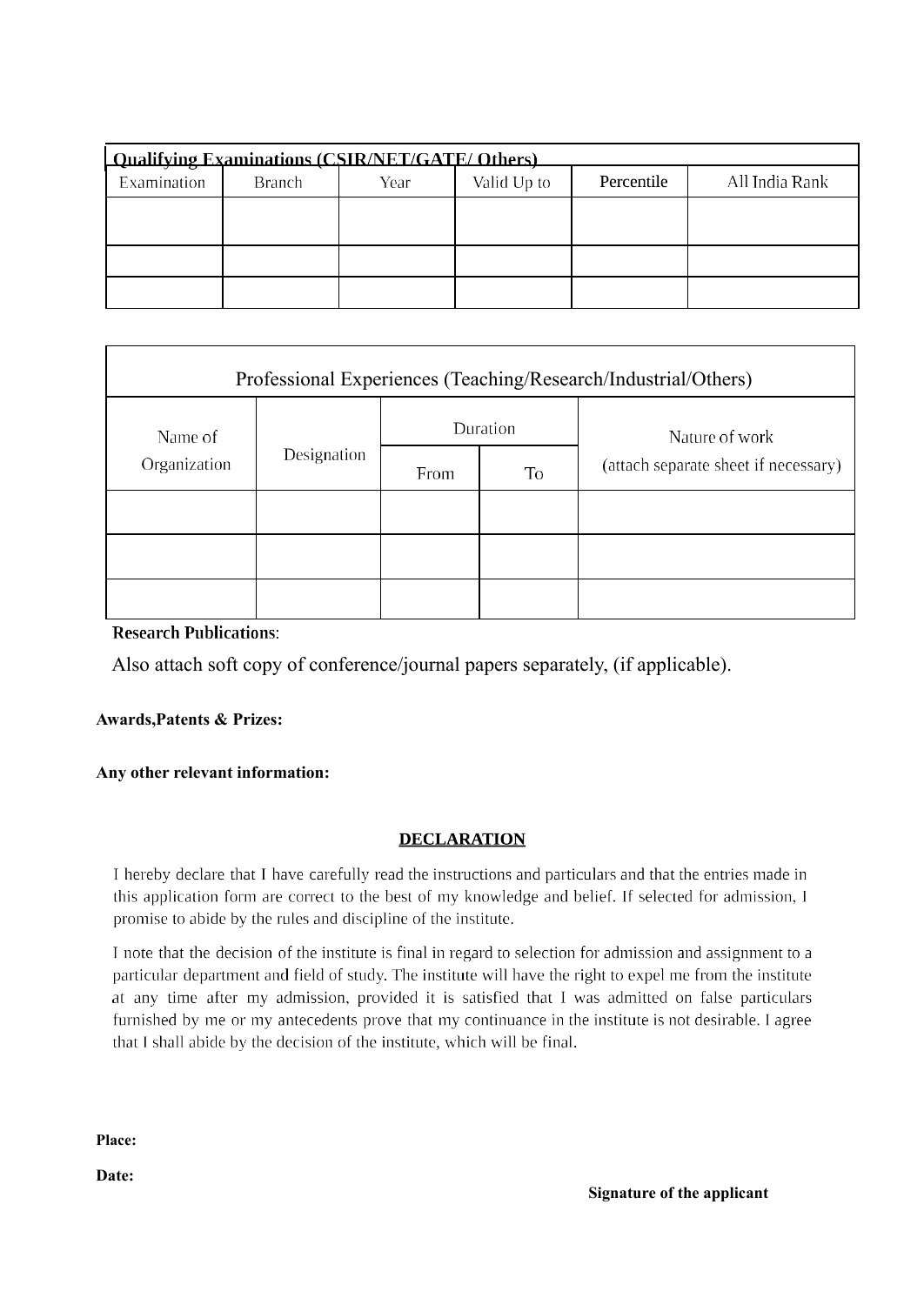| **Qualifying Examinations (CSIR/NET/GATE/ Others)** | | | | | |
|---|---|---|---|---|---|
| Examination | Branch | Year | Valid Up to | Percentile | All India Rank |
| | | | | | |
| | | | | | |
| | | | | | |

| Professional Experiences (Teaching/Research/Industrial/Others) | | | | |
|---|---|---|---|---|
| Name of Organization | Designation | Duration | | Nature of work (attach separate sheet if necessary) |
| | | From | To | |
| | | | | |
| | | | | |
| | | | | |

**Research Publications**:

Also attach soft copy of conference/journal papers separately, (if applicable).

**Awards,Patents & Prizes:**

**Any other relevant information:**

**DECLARATION**

I hereby declare that I have carefully read the instructions and particulars and that the entries made in this application form are correct to the best of my knowledge and belief. If selected for admission, I promise to abide by the rules and discipline of the institute.

I note that the decision of the institute is final in regard to selection for admission and assignment to a particular department and field of study. The institute will have the right to expel me from the institute at any time after my admission, provided it is satisfied that I was admitted on false particulars furnished by me or my antecedents prove that my continuance in the institute is not desirable. I agree that I shall abide by the decision of the institute, which will be final.

**Place:**

**Date:**

**Signature of the applicant**